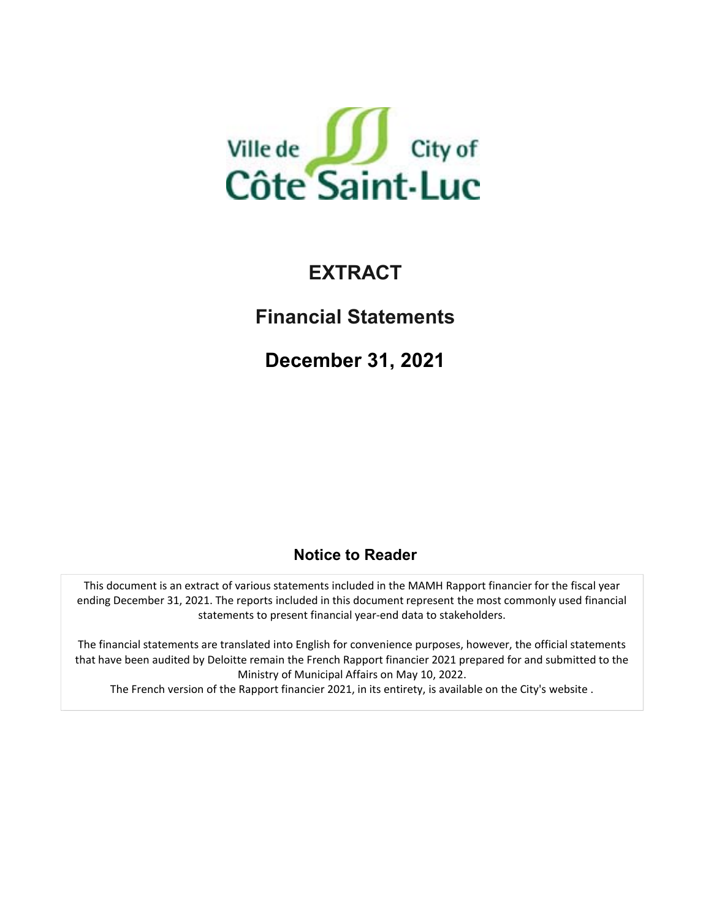Ville de City of
Côte Saint-Luc

# EXTRACT

## Financial Statements

## December 31, 2021

### Notice to Reader

This document is an extract of various statements included in the MAMH Rapport financier for the fiscal year ending December 31, 2021. The reports included in this document represent the most commonly used financial statements to present financial year-end data to stakeholders.

The financial statements are translated into English for convenience purposes, however, the official statements that have been audited by Deloitte remain the French Rapport financier 2021 prepared for and submitted to the Ministry of Municipal Affairs on May 10, 2022.

The French version of the Rapport financier 2021, in its entirety, is available on the City's website .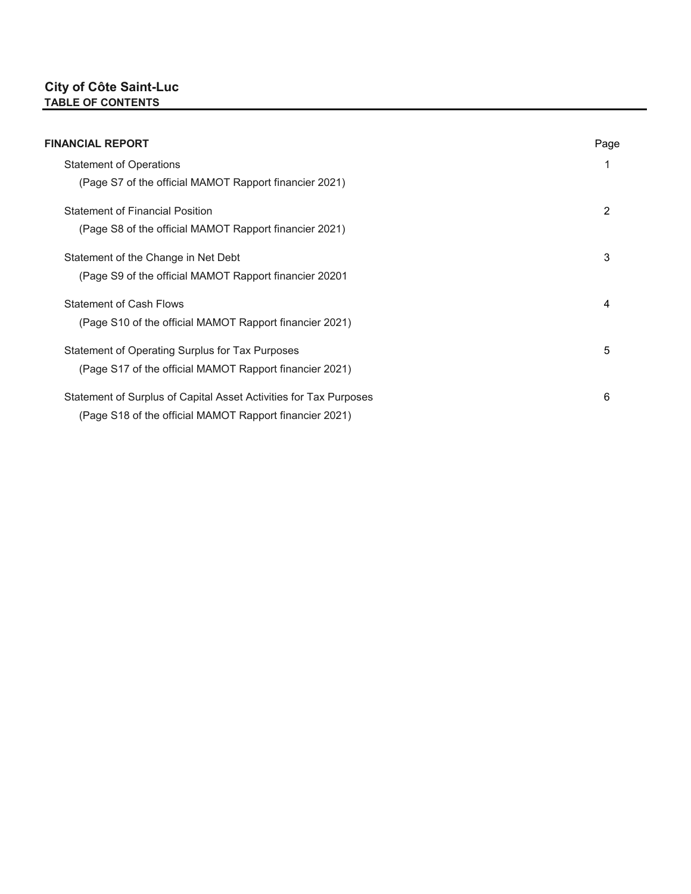# City of Côte Saint-Luc

## TABLE OF CONTENTS

| FINANCIAL REPORT | Page |
|---|---|
| Statement of Operations<br>(Page S7 of the official MAMOT Rapport financier 2021) | 1 |
| Statement of Financial Position<br>(Page S8 of the official MAMOT Rapport financier 2021) | 2 |
| Statement of the Change in Net Debt<br>(Page S9 of the official MAMOT Rapport financier 20201 | 3 |
| Statement of Cash Flows<br>(Page S10 of the official MAMOT Rapport financier 2021) | 4 |
| Statement of Operating Surplus for Tax Purposes<br>(Page S17 of the official MAMOT Rapport financier 2021) | 5 |
| Statement of Surplus of Capital Asset Activities for Tax Purposes<br>(Page S18 of the official MAMOT Rapport financier 2021) | 6 |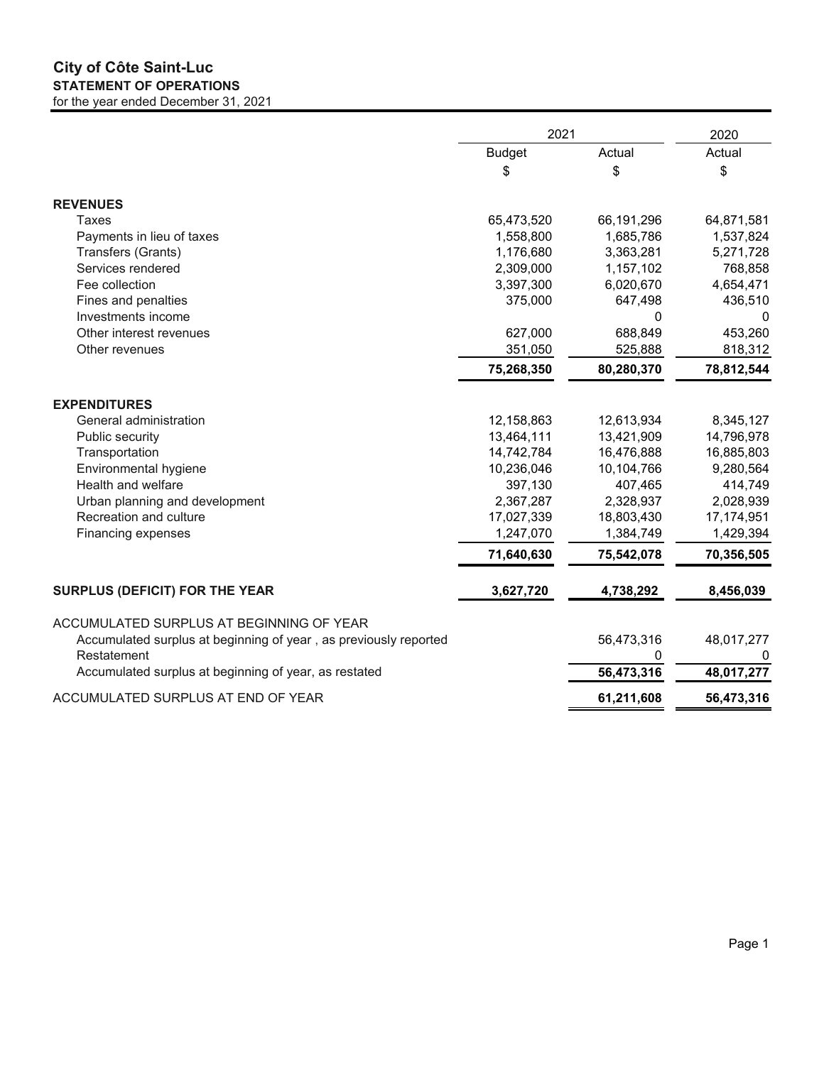# City of Côte Saint-Luc

## STATEMENT OF OPERATIONS

for the year ended December 31, 2021

| | 2021 | | 2020 |
|---|---|---|---|
| | Budget | Actual | Actual |
| | $ | $ | $ |
| **REVENUES** | | | |
| Taxes | 65,473,520 | 66,191,296 | 64,871,581 |
| Payments in lieu of taxes | 1,558,800 | 1,685,786 | 1,537,824 |
| Transfers (Grants) | 1,176,680 | 3,363,281 | 5,271,728 |
| Services rendered | 2,309,000 | 1,157,102 | 768,858 |
| Fee collection | 3,397,300 | 6,020,670 | 4,654,471 |
| Fines and penalties | 375,000 | 647,498 | 436,510 |
| Investments income | | 0 | 0 |
| Other interest revenues | 627,000 | 688,849 | 453,260 |
| Other revenues | 351,050 | 525,888 | 818,312 |
| | **75,268,350** | **80,280,370** | **78,812,544** |
| **EXPENDITURES** | | | |
| General administration | 12,158,863 | 12,613,934 | 8,345,127 |
| Public security | 13,464,111 | 13,421,909 | 14,796,978 |
| Transportation | 14,742,784 | 16,476,888 | 16,885,803 |
| Environmental hygiene | 10,236,046 | 10,104,766 | 9,280,564 |
| Health and welfare | 397,130 | 407,465 | 414,749 |
| Urban planning and development | 2,367,287 | 2,328,937 | 2,028,939 |
| Recreation and culture | 17,027,339 | 18,803,430 | 17,174,951 |
| Financing expenses | 1,247,070 | 1,384,749 | 1,429,394 |
| | **71,640,630** | **75,542,078** | **70,356,505** |
| **SURPLUS (DEFICIT) FOR THE YEAR** | **3,627,720** | **4,738,292** | **8,456,039** |
| ACCUMULATED SURPLUS AT BEGINNING OF YEAR | | | |
| Accumulated surplus at beginning of year , as previously reported | | 56,473,316 | 48,017,277 |
| Restatement | | 0 | 0 |
| Accumulated surplus at beginning of year, as restated | | **56,473,316** | **48,017,277** |
| ACCUMULATED SURPLUS AT END OF YEAR | | **61,211,608** | **56,473,316** |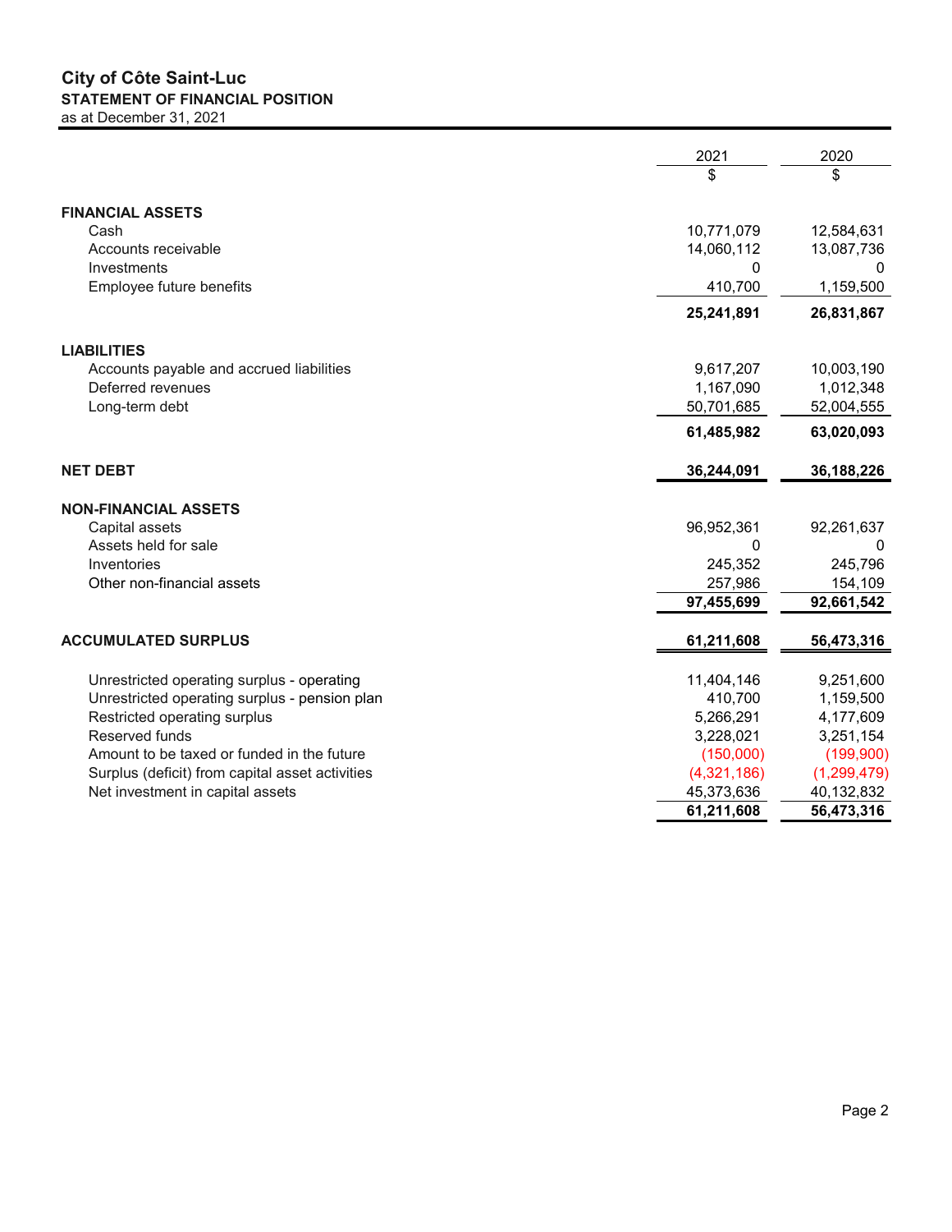# City of Côte Saint-Luc

## STATEMENT OF FINANCIAL POSITION

as at December 31, 2021

| | 2021 | 2020 |
|---|---|---|
| | $ | $ |
| **FINANCIAL ASSETS** | | |
| Cash | 10,771,079 | 12,584,631 |
| Accounts receivable | 14,060,112 | 13,087,736 |
| Investments | 0 | 0 |
| Employee future benefits | 410,700 | 1,159,500 |
| | **25,241,891** | **26,831,867** |
| **LIABILITIES** | | |
| Accounts payable and accrued liabilities | 9,617,207 | 10,003,190 |
| Deferred revenues | 1,167,090 | 1,012,348 |
| Long-term debt | 50,701,685 | 52,004,555 |
| | **61,485,982** | **63,020,093** |
| **NET DEBT** | **36,244,091** | **36,188,226** |
| **NON-FINANCIAL ASSETS** | | |
| Capital assets | 96,952,361 | 92,261,637 |
| Assets held for sale | 0 | 0 |
| Inventories | 245,352 | 245,796 |
| Other non-financial assets | 257,986 | 154,109 |
| | **97,455,699** | **92,661,542** |
| **ACCUMULATED SURPLUS** | **61,211,608** | **56,473,316** |
| Unrestricted operating surplus - operating | 11,404,146 | 9,251,600 |
| Unrestricted operating surplus - pension plan | 410,700 | 1,159,500 |
| Restricted operating surplus | 5,266,291 | 4,177,609 |
| Reserved funds | 3,228,021 | 3,251,154 |
| Amount to be taxed or funded in the future | (150,000) | (199,900) |
| Surplus (deficit) from capital asset activities | (4,321,186) | (1,299,479) |
| Net investment in capital assets | 45,373,636 | 40,132,832 |
| | **61,211,608** | **56,473,316** |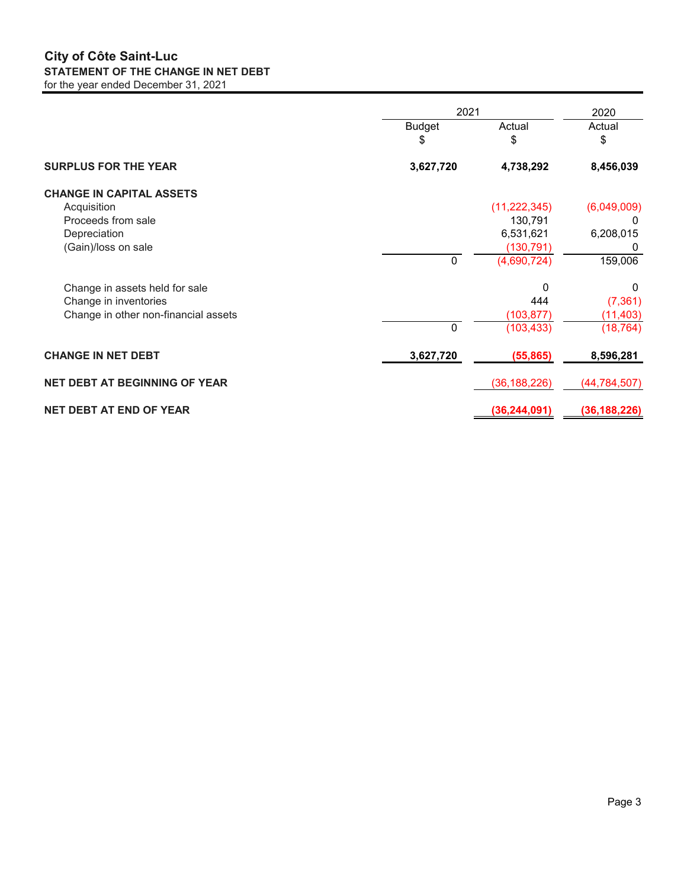# City of Côte Saint-Luc

## STATEMENT OF THE CHANGE IN NET DEBT

for the year ended December 31, 2021

| | 2021 | | 2020 |
|---|---|---|---|
| | Budget<br>$ | Actual<br>$ | Actual<br>$ |
| **SURPLUS FOR THE YEAR** | **3,627,720** | **4,738,292** | **8,456,039** |
| **CHANGE IN CAPITAL ASSETS** | | | |
| Acquisition | | (11,222,345) | (6,049,009) |
| Proceeds from sale | | 130,791 | 0 |
| Depreciation | | 6,531,621 | 6,208,015 |
| (Gain)/loss on sale | | (130,791) | 0 |
| | 0 | (4,690,724) | 159,006 |
| Change in assets held for sale | | 0 | 0 |
| Change in inventories | | 444 | (7,361) |
| Change in other non-financial assets | | (103,877) | (11,403) |
| | 0 | (103,433) | (18,764) |
| **CHANGE IN NET DEBT** | **3,627,720** | **(55,865)** | **8,596,281** |
| **NET DEBT AT BEGINNING OF YEAR** | | (36,188,226) | (44,784,507) |
| **NET DEBT AT END OF YEAR** | | **(36,244,091)** | **(36,188,226)** |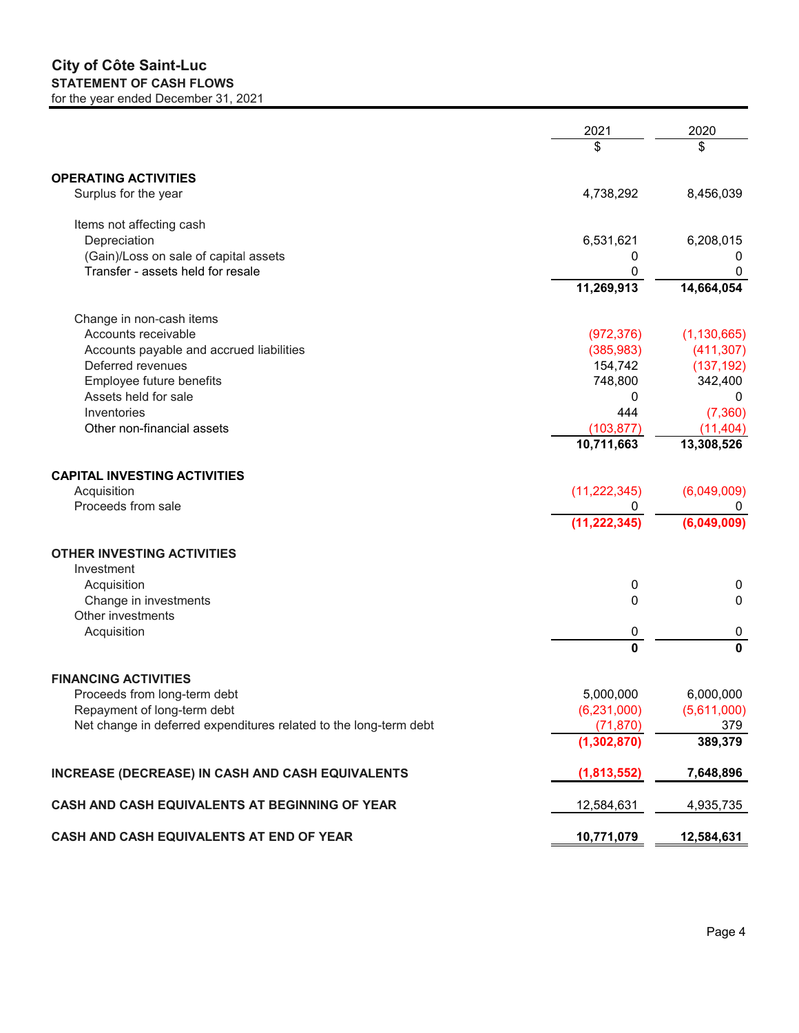# City of Côte Saint-Luc

## STATEMENT OF CASH FLOWS

for the year ended December 31, 2021

| | 2021 | 2020 |
|---|---|---|
| | $ | $ |
| **OPERATING ACTIVITIES** | | |
| Surplus for the year | 4,738,292 | 8,456,039 |
| Items not affecting cash | | |
| Depreciation | 6,531,621 | 6,208,015 |
| (Gain)/Loss on sale of capital assets | 0 | 0 |
| Transfer - assets held for resale | 0 | 0 |
| | **11,269,913** | **14,664,054** |
| Change in non-cash items | | |
| Accounts receivable | (972,376) | (1,130,665) |
| Accounts payable and accrued liabilities | (385,983) | (411,307) |
| Deferred revenues | 154,742 | (137,192) |
| Employee future benefits | 748,800 | 342,400 |
| Assets held for sale | 0 | 0 |
| Inventories | 444 | (7,360) |
| Other non-financial assets | (103,877) | (11,404) |
| | **10,711,663** | **13,308,526** |
| **CAPITAL INVESTING ACTIVITIES** | | |
| Acquisition | (11,222,345) | (6,049,009) |
| Proceeds from sale | 0 | 0 |
| | **(11,222,345)** | **(6,049,009)** |
| **OTHER INVESTING ACTIVITIES** | | |
| Investment | | |
| Acquisition | 0 | 0 |
| Change in investments | 0 | 0 |
| Other investments | | |
| Acquisition | 0 | 0 |
| | **0** | **0** |
| **FINANCING ACTIVITIES** | | |
| Proceeds from long-term debt | 5,000,000 | 6,000,000 |
| Repayment of long-term debt | (6,231,000) | (5,611,000) |
| Net change in deferred expenditures related to the long-term debt | (71,870) | 379 |
| | **(1,302,870)** | **389,379** |
| **INCREASE (DECREASE) IN CASH AND CASH EQUIVALENTS** | **(1,813,552)** | **7,648,896** |
| **CASH AND CASH EQUIVALENTS AT BEGINNING OF YEAR** | 12,584,631 | 4,935,735 |
| **CASH AND CASH EQUIVALENTS AT END OF YEAR** | **10,771,079** | **12,584,631** |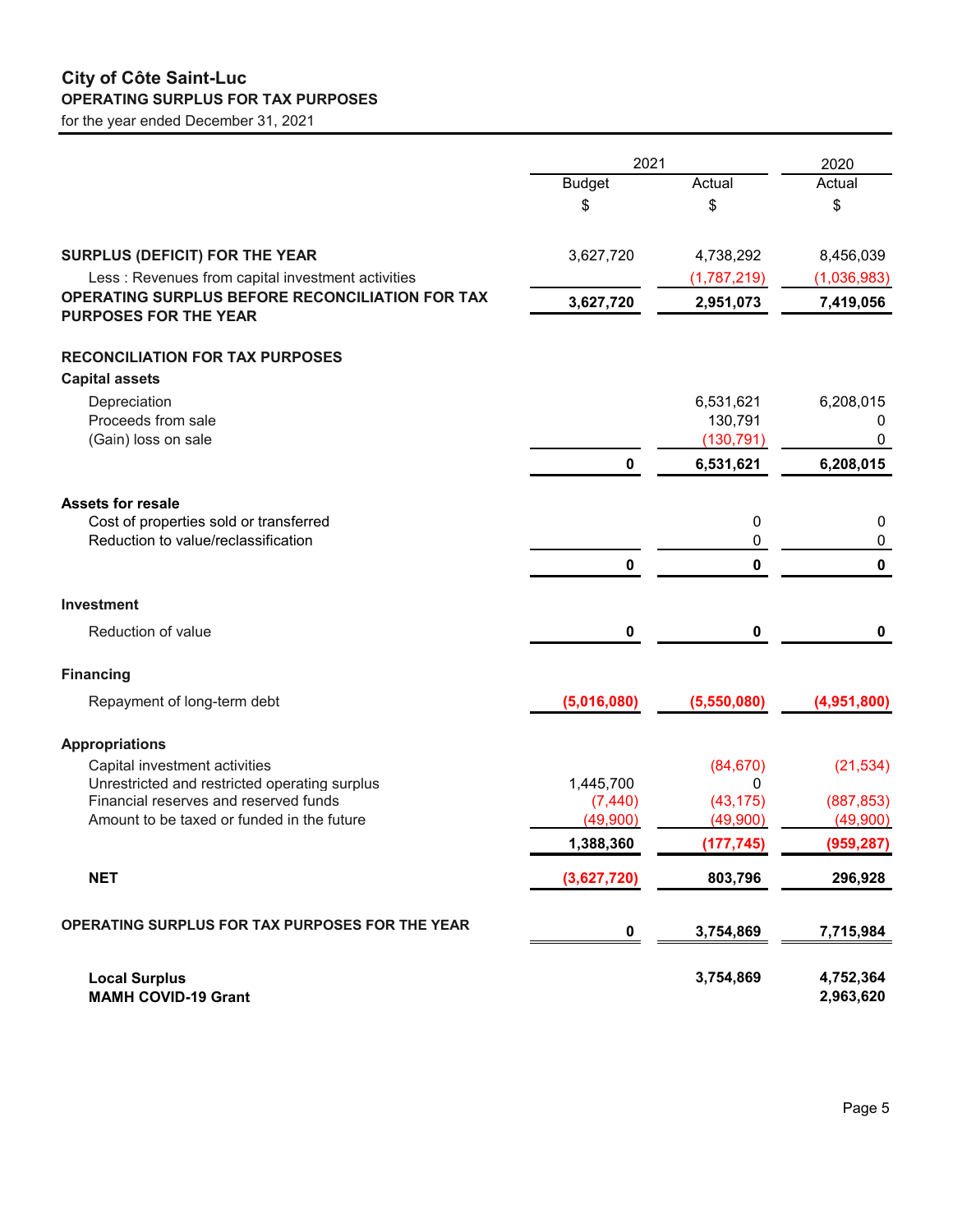# City of Côte Saint-Luc

## OPERATING SURPLUS FOR TAX PURPOSES

for the year ended December 31, 2021

| | 2021 Budget $ | 2021 Actual $ | 2020 Actual $ |
|---|---|---|---|
| **SURPLUS (DEFICIT) FOR THE YEAR** | 3,627,720 | 4,738,292 | 8,456,039 |
| Less : Revenues from capital investment activities | | (1,787,219) | (1,036,983) |
| **OPERATING SURPLUS BEFORE RECONCILIATION FOR TAX PURPOSES FOR THE YEAR** | **3,627,720** | **2,951,073** | **7,419,056** |
| **RECONCILIATION FOR TAX PURPOSES** | | | |
| **Capital assets** | | | |
| Depreciation | | 6,531,621 | 6,208,015 |
| Proceeds from sale | | 130,791 | 0 |
| (Gain) loss on sale | | (130,791) | 0 |
| | **0** | **6,531,621** | **6,208,015** |
| **Assets for resale** | | | |
| Cost of properties sold or transferred | | 0 | 0 |
| Reduction to value/reclassification | | 0 | 0 |
| | **0** | **0** | **0** |
| **Investment** | | | |
| Reduction of value | **0** | **0** | **0** |
| **Financing** | | | |
| Repayment of long-term debt | **(5,016,080)** | **(5,550,080)** | **(4,951,800)** |
| **Appropriations** | | | |
| Capital investment activities | | (84,670) | (21,534) |
| Unrestricted and restricted operating surplus | 1,445,700 | 0 | |
| Financial reserves and reserved funds | (7,440) | (43,175) | (887,853) |
| Amount to be taxed or funded in the future | (49,900) | (49,900) | (49,900) |
| | **1,388,360** | **(177,745)** | **(959,287)** |
| **NET** | **(3,627,720)** | **803,796** | **296,928** |
| **OPERATING SURPLUS FOR TAX PURPOSES FOR THE YEAR** | **0** | **3,754,869** | **7,715,984** |
| **Local Surplus** | | **3,754,869** | **4,752,364** |
| **MAMH COVID-19 Grant** | | | **2,963,620** |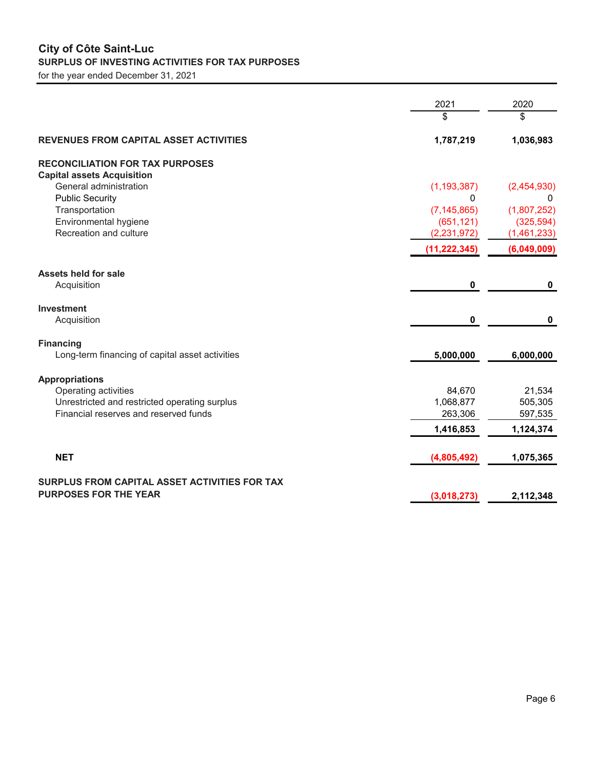# City of Côte Saint-Luc

## SURPLUS OF INVESTING ACTIVITIES FOR TAX PURPOSES

for the year ended December 31, 2021

| | 2021 | 2020 |
|---|---|---|
| | $ | $ |
| **REVENUES FROM CAPITAL ASSET ACTIVITIES** | **1,787,219** | **1,036,983** |
| **RECONCILIATION FOR TAX PURPOSES** | | |
| **Capital assets Acquisition** | | |
| General administration | (1,193,387) | (2,454,930) |
| Public Security | 0 | 0 |
| Transportation | (7,145,865) | (1,807,252) |
| Environmental hygiene | (651,121) | (325,594) |
| Recreation and culture | (2,231,972) | (1,461,233) |
| | **(11,222,345)** | **(6,049,009)** |
| **Assets held for sale** | | |
| Acquisition | **0** | **0** |
| **Investment** | | |
| Acquisition | **0** | **0** |
| **Financing** | | |
| Long-term financing of capital asset activities | **5,000,000** | **6,000,000** |
| **Appropriations** | | |
| Operating activities | 84,670 | 21,534 |
| Unrestricted and restricted operating surplus | 1,068,877 | 505,305 |
| Financial reserves and reserved funds | 263,306 | 597,535 |
| | **1,416,853** | **1,124,374** |
| **NET** | **(4,805,492)** | **1,075,365** |
| **SURPLUS FROM CAPITAL ASSET ACTIVITIES FOR TAX PURPOSES FOR THE YEAR** | **(3,018,273)** | **2,112,348** |